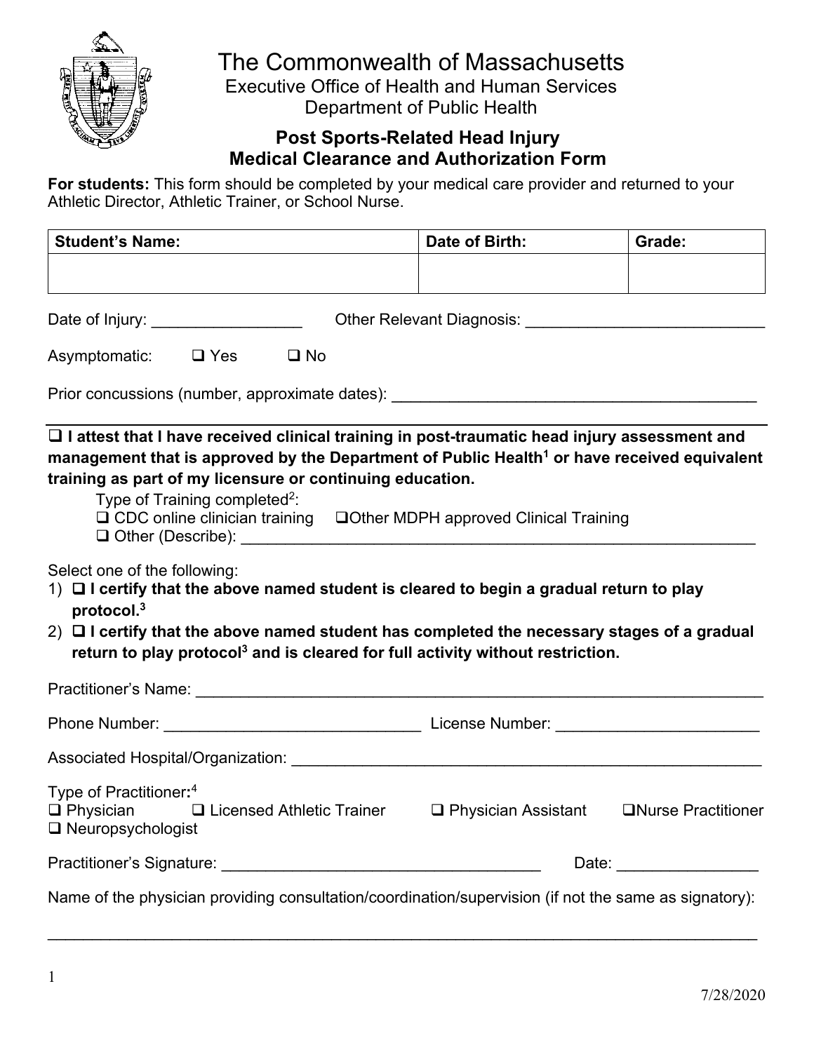# The Commonwealth of Massachusetts

Executive Office of Health and Human Services
Department of Public Health

## Post Sports-Related Head Injury Medical Clearance and Authorization Form

**For students:** This form should be completed by your medical care provider and returned to your Athletic Director, Athletic Trainer, or School Nurse.

| Student's Name: | Date of Birth: | Grade: |
|---|---|---|
| | | |

Date of Injury: _________________ Other Relevant Diagnosis: ___________________________

Asymptomatic: ❑ Yes ❑ No

Prior concussions (number, approximate dates): ________________________________________

---

❑ **I attest that I have received clinical training in post-traumatic head injury assessment and management that is approved by the Department of Public Health[1] or have received equivalent training as part of my licensure or continuing education.**

Type of Training completed[2]:
❑ CDC online clinician training ❑Other MDPH approved Clinical Training
❑ Other (Describe): ____________________________________________________________

Select one of the following:

1) ❑ **I certify that the above named student is cleared to begin a gradual return to play protocol.[3]**
2) ❑ **I certify that the above named student has completed the necessary stages of a gradual return to play protocol[3] and is cleared for full activity without restriction.**

Practitioner's Name: ________________________________________________________________

Phone Number: ______________________________ License Number: _______________________

Associated Hospital/Organization: _______________________________________________________

Type of Practitioner:[4]
❑ Physician ❑ Licensed Athletic Trainer ❑ Physician Assistant ❑Nurse Practitioner
❑ Neuropsychologist

Practitioner's Signature: ____________________________________ Date: ________________

Name of the physician providing consultation/coordination/supervision (if not the same as signatory):

_______________________________________________________________________________

7/28/2020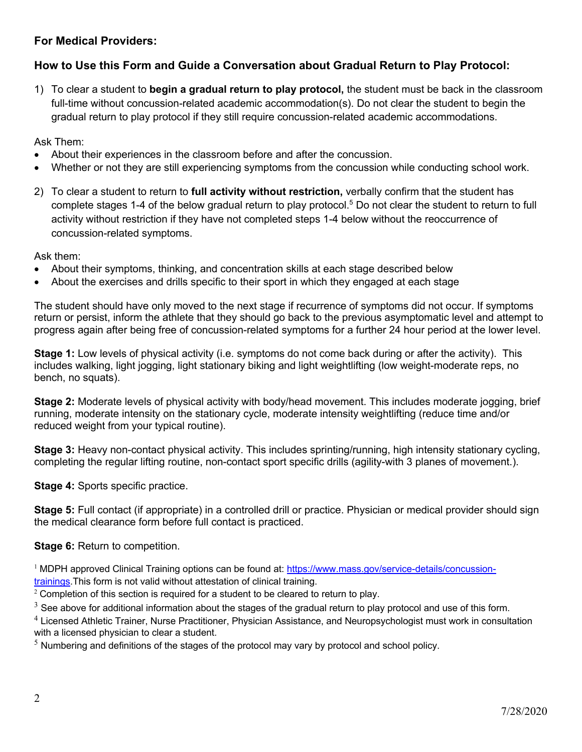**For Medical Providers:**

**How to Use this Form and Guide a Conversation about Gradual Return to Play Protocol:**

1) To clear a student to **begin a gradual return to play protocol,** the student must be back in the classroom full-time without concussion-related academic accommodation(s). Do not clear the student to begin the gradual return to play protocol if they still require concussion-related academic accommodations.

Ask Them:

- About their experiences in the classroom before and after the concussion.
- Whether or not they are still experiencing symptoms from the concussion while conducting school work.

2) To clear a student to return to **full activity without restriction,** verbally confirm that the student has complete stages 1-4 of the below gradual return to play protocol.[5] Do not clear the student to return to full activity without restriction if they have not completed steps 1-4 below without the reoccurrence of concussion-related symptoms.

Ask them:

- About their symptoms, thinking, and concentration skills at each stage described below
- About the exercises and drills specific to their sport in which they engaged at each stage

The student should have only moved to the next stage if recurrence of symptoms did not occur. If symptoms return or persist, inform the athlete that they should go back to the previous asymptomatic level and attempt to progress again after being free of concussion-related symptoms for a further 24 hour period at the lower level.

**Stage 1:** Low levels of physical activity (i.e. symptoms do not come back during or after the activity). This includes walking, light jogging, light stationary biking and light weightlifting (low weight-moderate reps, no bench, no squats).

**Stage 2:** Moderate levels of physical activity with body/head movement. This includes moderate jogging, brief running, moderate intensity on the stationary cycle, moderate intensity weightlifting (reduce time and/or reduced weight from your typical routine).

**Stage 3:** Heavy non-contact physical activity. This includes sprinting/running, high intensity stationary cycling, completing the regular lifting routine, non-contact sport specific drills (agility-with 3 planes of movement.).

**Stage 4:** Sports specific practice.

**Stage 5:** Full contact (if appropriate) in a controlled drill or practice. Physician or medical provider should sign the medical clearance form before full contact is practiced.

**Stage 6:** Return to competition.

[1] MDPH approved Clinical Training options can be found at: https://www.mass.gov/service-details/concussion-trainings.This form is not valid without attestation of clinical training.

[2] Completion of this section is required for a student to be cleared to return to play.

[3] See above for additional information about the stages of the gradual return to play protocol and use of this form.

[4] Licensed Athletic Trainer, Nurse Practitioner, Physician Assistance, and Neuropsychologist must work in consultation with a licensed physician to clear a student.

[5] Numbering and definitions of the stages of the protocol may vary by protocol and school policy.